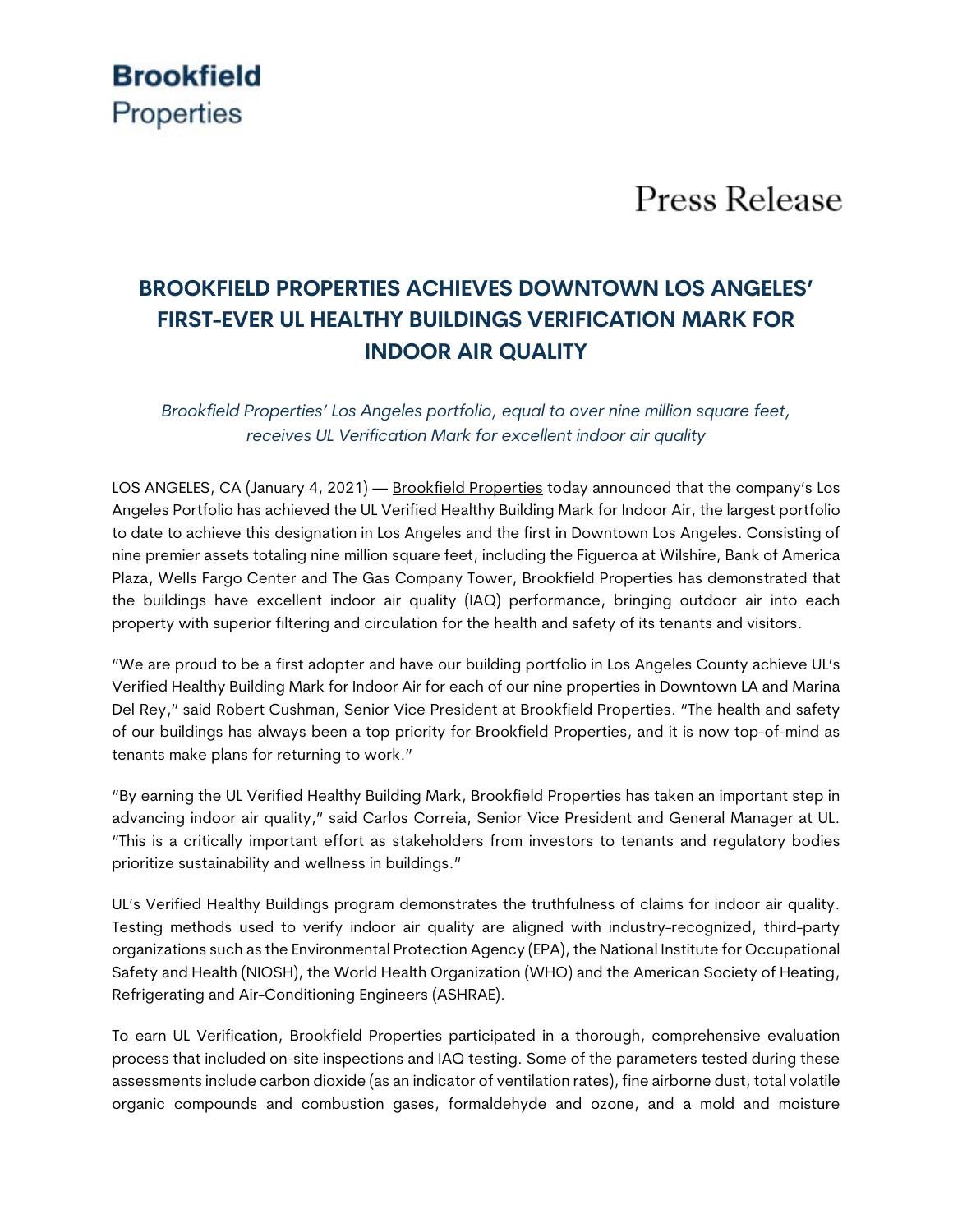**Brookfield**
Properties

# Press Release

## BROOKFIELD PROPERTIES ACHIEVES DOWNTOWN LOS ANGELES' FIRST-EVER UL HEALTHY BUILDINGS VERIFICATION MARK FOR INDOOR AIR QUALITY

*Brookfield Properties' Los Angeles portfolio, equal to over nine million square feet, receives UL Verification Mark for excellent indoor air quality*

LOS ANGELES, CA (January 4, 2021) — Brookfield Properties today announced that the company's Los Angeles Portfolio has achieved the UL Verified Healthy Building Mark for Indoor Air, the largest portfolio to date to achieve this designation in Los Angeles and the first in Downtown Los Angeles. Consisting of nine premier assets totaling nine million square feet, including the Figueroa at Wilshire, Bank of America Plaza, Wells Fargo Center and The Gas Company Tower, Brookfield Properties has demonstrated that the buildings have excellent indoor air quality (IAQ) performance, bringing outdoor air into each property with superior filtering and circulation for the health and safety of its tenants and visitors.

"We are proud to be a first adopter and have our building portfolio in Los Angeles County achieve UL's Verified Healthy Building Mark for Indoor Air for each of our nine properties in Downtown LA and Marina Del Rey," said Robert Cushman, Senior Vice President at Brookfield Properties. "The health and safety of our buildings has always been a top priority for Brookfield Properties, and it is now top-of-mind as tenants make plans for returning to work."

"By earning the UL Verified Healthy Building Mark, Brookfield Properties has taken an important step in advancing indoor air quality," said Carlos Correia, Senior Vice President and General Manager at UL. "This is a critically important effort as stakeholders from investors to tenants and regulatory bodies prioritize sustainability and wellness in buildings."

UL's Verified Healthy Buildings program demonstrates the truthfulness of claims for indoor air quality. Testing methods used to verify indoor air quality are aligned with industry-recognized, third-party organizations such as the Environmental Protection Agency (EPA), the National Institute for Occupational Safety and Health (NIOSH), the World Health Organization (WHO) and the American Society of Heating, Refrigerating and Air-Conditioning Engineers (ASHRAE).

To earn UL Verification, Brookfield Properties participated in a thorough, comprehensive evaluation process that included on-site inspections and IAQ testing. Some of the parameters tested during these assessments include carbon dioxide (as an indicator of ventilation rates), fine airborne dust, total volatile organic compounds and combustion gases, formaldehyde and ozone, and a mold and moisture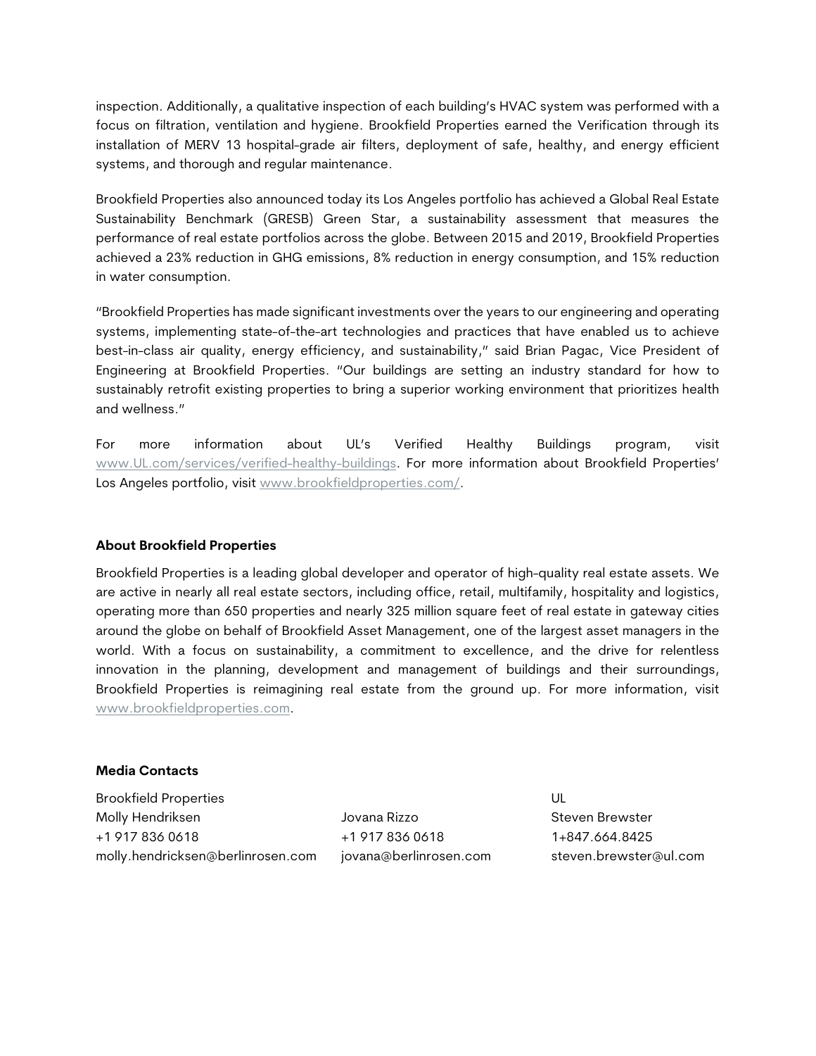inspection. Additionally, a qualitative inspection of each building's HVAC system was performed with a focus on filtration, ventilation and hygiene. Brookfield Properties earned the Verification through its installation of MERV 13 hospital-grade air filters, deployment of safe, healthy, and energy efficient systems, and thorough and regular maintenance.

Brookfield Properties also announced today its Los Angeles portfolio has achieved a Global Real Estate Sustainability Benchmark (GRESB) Green Star, a sustainability assessment that measures the performance of real estate portfolios across the globe. Between 2015 and 2019, Brookfield Properties achieved a 23% reduction in GHG emissions, 8% reduction in energy consumption, and 15% reduction in water consumption.

"Brookfield Properties has made significant investments over the years to our engineering and operating systems, implementing state-of-the-art technologies and practices that have enabled us to achieve best-in-class air quality, energy efficiency, and sustainability," said Brian Pagac, Vice President of Engineering at Brookfield Properties. "Our buildings are setting an industry standard for how to sustainably retrofit existing properties to bring a superior working environment that prioritizes health and wellness."

For more information about UL's Verified Healthy Buildings program, visit www.UL.com/services/verified-healthy-buildings. For more information about Brookfield Properties' Los Angeles portfolio, visit www.brookfieldproperties.com/.

**About Brookfield Properties**

Brookfield Properties is a leading global developer and operator of high-quality real estate assets. We are active in nearly all real estate sectors, including office, retail, multifamily, hospitality and logistics, operating more than 650 properties and nearly 325 million square feet of real estate in gateway cities around the globe on behalf of Brookfield Asset Management, one of the largest asset managers in the world. With a focus on sustainability, a commitment to excellence, and the drive for relentless innovation in the planning, development and management of buildings and their surroundings, Brookfield Properties is reimagining real estate from the ground up. For more information, visit www.brookfieldproperties.com.

**Media Contacts**

| | | |
|---|---|---|
| Brookfield Properties | | UL |
| Molly Hendriksen | Jovana Rizzo | Steven Brewster |
| +1 917 836 0618 | +1 917 836 0618 | 1+847.664.8425 |
| molly.hendricksen@berlinrosen.com | jovana@berlinrosen.com | steven.brewster@ul.com |